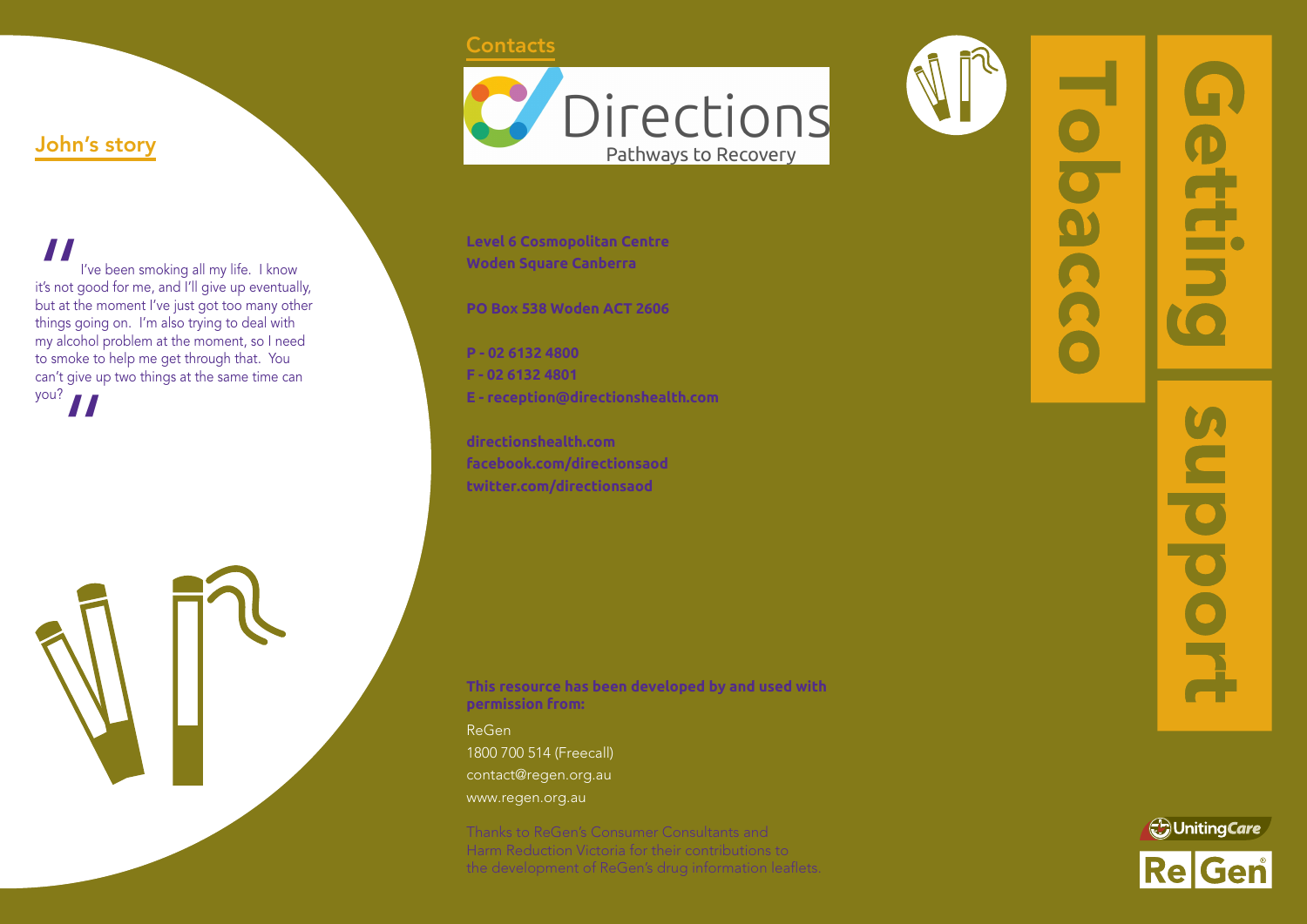## John's story

"I've been smoking all my life. I know it's not good for me, and I'll give up eventually, but at the moment I've just got too many other things going on. I'm also trying to deal with my alcohol problem at the moment, so I need to smoke to help me get through that. You can't give up two things at the same time can you?"

## Contacts

Directions
Pathways to Recovery

**Level 6 Cosmopolitan Centre**
**Woden Square Canberra**

**PO Box 538 Woden ACT 2606**

**P - 02 6132 4800**
**F - 02 6132 4801**
**E - reception@directionshealth.com**

**directionshealth.com**
**facebook.com/directionsaod**
**twitter.com/directionsaod**

**This resource has been developed by and used with permission from:**

ReGen
1800 700 514 (Freecall)
contact@regen.org.au
www.regen.org.au

Thanks to ReGen's Consumer Consultants and Harm Reduction Victoria for their contributions to the development of ReGen's drug information leaflets.

# Tobacco

# Getting support

UnitingCare
ReGen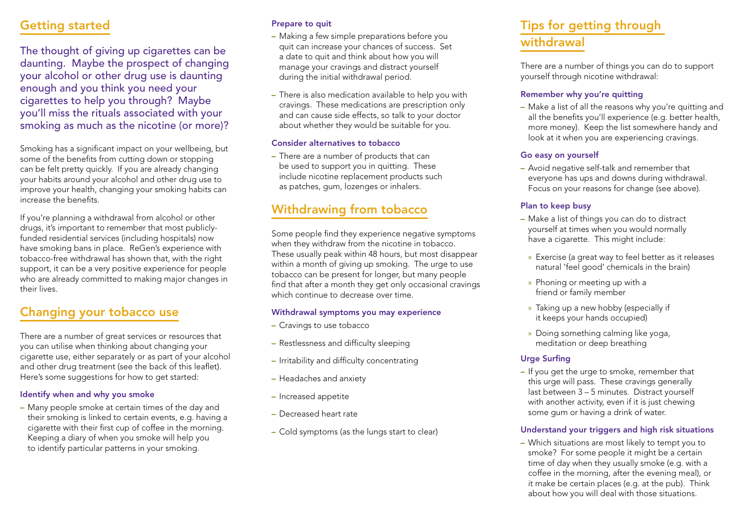## Getting started

The thought of giving up cigarettes can be daunting. Maybe the prospect of changing your alcohol or other drug use is daunting enough and you think you need your cigarettes to help you through? Maybe you'll miss the rituals associated with your smoking as much as the nicotine (or more)?

Smoking has a significant impact on your wellbeing, but some of the benefits from cutting down or stopping can be felt pretty quickly. If you are already changing your habits around your alcohol and other drug use to improve your health, changing your smoking habits can increase the benefits.

If you're planning a withdrawal from alcohol or other drugs, it's important to remember that most publicly-funded residential services (including hospitals) now have smoking bans in place. ReGen's experience with tobacco-free withdrawal has shown that, with the right support, it can be a very positive experience for people who are already committed to making major changes in their lives.

## Changing your tobacco use

There are a number of great services or resources that you can utilise when thinking about changing your cigarette use, either separately or as part of your alcohol and other drug treatment (see the back of this leaflet). Here's some suggestions for how to get started:

### Identify when and why you smoke

- Many people smoke at certain times of the day and their smoking is linked to certain events, e.g. having a cigarette with their first cup of coffee in the morning. Keeping a diary of when you smoke will help you to identify particular patterns in your smoking.

### Prepare to quit

- Making a few simple preparations before you quit can increase your chances of success. Set a date to quit and think about how you will manage your cravings and distract yourself during the initial withdrawal period.
- There is also medication available to help you with cravings. These medications are prescription only and can cause side effects, so talk to your doctor about whether they would be suitable for you.

### Consider alternatives to tobacco

- There are a number of products that can be used to support you in quitting. These include nicotine replacement products such as patches, gum, lozenges or inhalers.

## Withdrawing from tobacco

Some people find they experience negative symptoms when they withdraw from the nicotine in tobacco. These usually peak within 48 hours, but most disappear within a month of giving up smoking. The urge to use tobacco can be present for longer, but many people find that after a month they get only occasional cravings which continue to decrease over time.

### Withdrawal symptoms you may experience

- Cravings to use tobacco
- Restlessness and difficulty sleeping
- Irritability and difficulty concentrating
- Headaches and anxiety
- Increased appetite
- Decreased heart rate
- Cold symptoms (as the lungs start to clear)

## Tips for getting through withdrawal

There are a number of things you can do to support yourself through nicotine withdrawal:

### Remember why you're quitting

- Make a list of all the reasons why you're quitting and all the benefits you'll experience (e.g. better health, more money). Keep the list somewhere handy and look at it when you are experiencing cravings.

### Go easy on yourself

- Avoid negative self-talk and remember that everyone has ups and downs during withdrawal. Focus on your reasons for change (see above).

### Plan to keep busy

- Make a list of things you can do to distract yourself at times when you would normally have a cigarette. This might include:
  - Exercise (a great way to feel better as it releases natural 'feel good' chemicals in the brain)
  - Phoning or meeting up with a friend or family member
  - Taking up a new hobby (especially if it keeps your hands occupied)
  - Doing something calming like yoga, meditation or deep breathing

### Urge Surfing

- If you get the urge to smoke, remember that this urge will pass. These cravings generally last between 3 – 5 minutes. Distract yourself with another activity, even if it is just chewing some gum or having a drink of water.

### Understand your triggers and high risk situations

- Which situations are most likely to tempt you to smoke? For some people it might be a certain time of day when they usually smoke (e.g. with a coffee in the morning, after the evening meal), or it make be certain places (e.g. at the pub). Think about how you will deal with those situations.